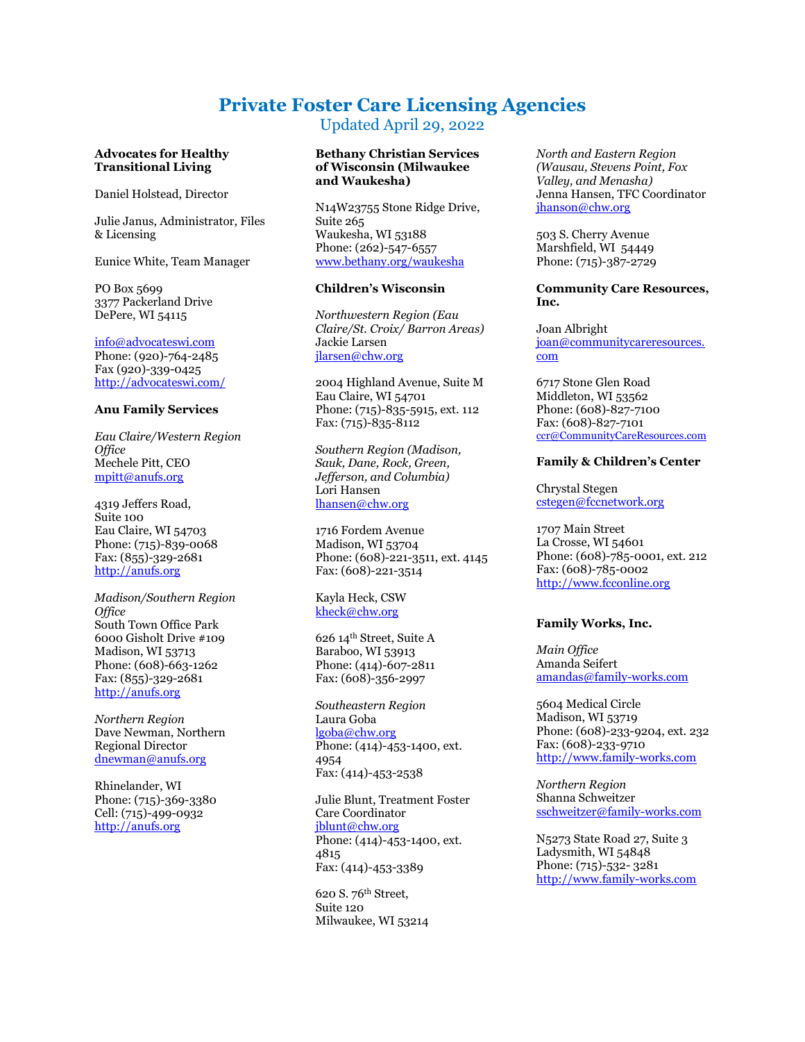# Private Foster Care Licensing Agencies

Updated April 29, 2022

**Advocates for Healthy Transitional Living**

Daniel Holstead, Director

Julie Janus, Administrator, Files & Licensing

Eunice White, Team Manager

PO Box 5699
3377 Packerland Drive
DePere, WI 54115

info@advocateswi.com
Phone: (920)-764-2485
Fax (920)-339-0425
http://advocateswi.com/

**Anu Family Services**

*Eau Claire/Western Region Office*
Mechele Pitt, CEO
mpitt@anufs.org

4319 Jeffers Road,
Suite 100
Eau Claire, WI 54703
Phone: (715)-839-0068
Fax: (855)-329-2681
http://anufs.org

*Madison/Southern Region Office*
South Town Office Park
6000 Gisholt Drive #109
Madison, WI 53713
Phone: (608)-663-1262
Fax: (855)-329-2681
http://anufs.org

*Northern Region*
Dave Newman, Northern Regional Director
dnewman@anufs.org

Rhinelander, WI
Phone: (715)-369-3380
Cell: (715)-499-0932
http://anufs.org

**Bethany Christian Services of Wisconsin (Milwaukee and Waukesha)**

N14W23755 Stone Ridge Drive,
Suite 265
Waukesha, WI 53188
Phone: (262)-547-6557
www.bethany.org/waukesha

**Children's Wisconsin**

*Northwestern Region (Eau Claire/St. Croix/ Barron Areas)*
Jackie Larsen
jlarsen@chw.org

2004 Highland Avenue, Suite M
Eau Claire, WI 54701
Phone: (715)-835-5915, ext. 112
Fax: (715)-835-8112

*Southern Region (Madison, Sauk, Dane, Rock, Green, Jefferson, and Columbia)*
Lori Hansen
lhansen@chw.org

1716 Fordem Avenue
Madison, WI 53704
Phone: (608)-221-3511, ext. 4145
Fax: (608)-221-3514

Kayla Heck, CSW
kheck@chw.org

626 14th Street, Suite A
Baraboo, WI 53913
Phone: (414)-607-2811
Fax: (608)-356-2997

*Southeastern Region*
Laura Goba
lgoba@chw.org
Phone: (414)-453-1400, ext. 4954
Fax: (414)-453-2538

Julie Blunt, Treatment Foster Care Coordinator
jblunt@chw.org
Phone: (414)-453-1400, ext. 4815
Fax: (414)-453-3389

620 S. 76th Street,
Suite 120
Milwaukee, WI 53214

*North and Eastern Region (Wausau, Stevens Point, Fox Valley, and Menasha)*
Jenna Hansen, TFC Coordinator
jhanson@chw.org

503 S. Cherry Avenue
Marshfield, WI 54449
Phone: (715)-387-2729

**Community Care Resources, Inc.**

Joan Albright
joan@communitycareresources.com

6717 Stone Glen Road
Middleton, WI 53562
Phone: (608)-827-7100
Fax: (608)-827-7101
ccr@CommunityCareResources.com

**Family & Children's Center**

Chrystal Stegen
cstegen@fccnetwork.org

1707 Main Street
La Crosse, WI 54601
Phone: (608)-785-0001, ext. 212
Fax: (608)-785-0002
http://www.fcconline.org

**Family Works, Inc.**

*Main Office*
Amanda Seifert
amandas@family-works.com

5604 Medical Circle
Madison, WI 53719
Phone: (608)-233-9204, ext. 232
Fax: (608)-233-9710
http://www.family-works.com

*Northern Region*
Shanna Schweitzer
sschweitzer@family-works.com

N5273 State Road 27, Suite 3
Ladysmith, WI 54848
Phone: (715)-532- 3281
http://www.family-works.com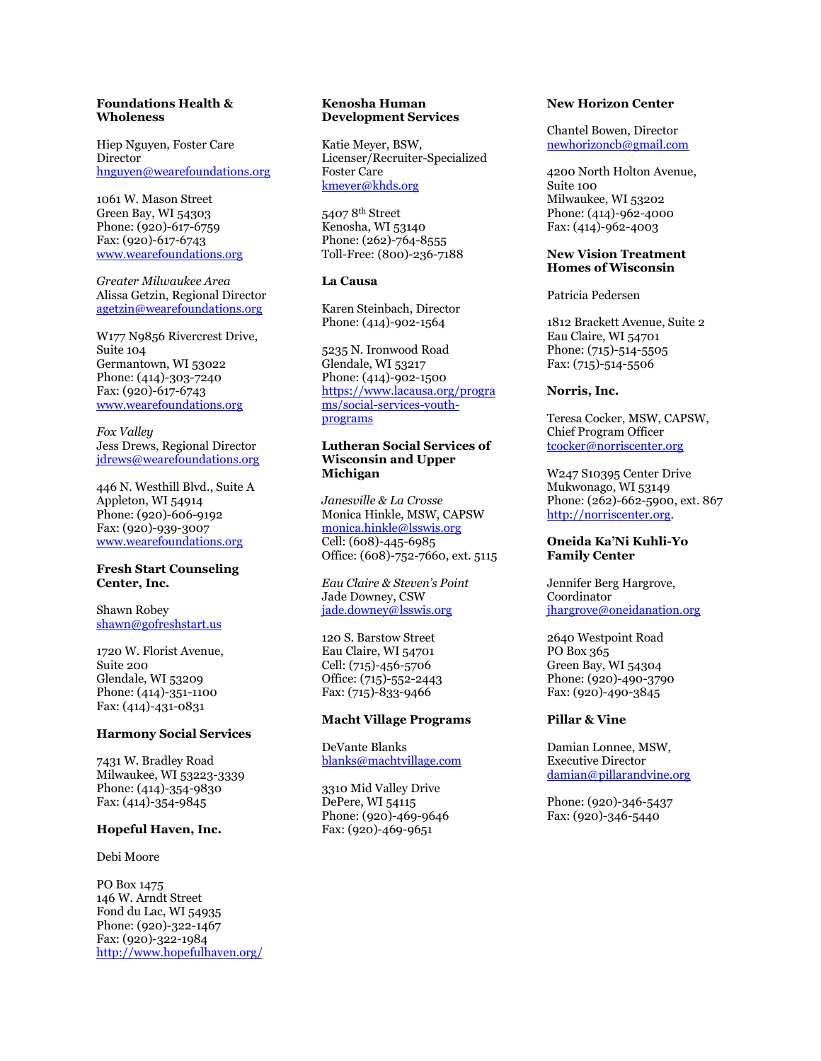**Foundations Health & Wholeness**

Hiep Nguyen, Foster Care Director
hnguyen@wearefoundations.org

1061 W. Mason Street
Green Bay, WI 54303
Phone: (920)-617-6759
Fax: (920)-617-6743
www.wearefoundations.org

*Greater Milwaukee Area*
Alissa Getzin, Regional Director
agetzin@wearefoundations.org

W177 N9856 Rivercrest Drive, Suite 104
Germantown, WI 53022
Phone: (414)-303-7240
Fax: (920)-617-6743
www.wearefoundations.org

*Fox Valley*
Jess Drews, Regional Director
jdrews@wearefoundations.org

446 N. Westhill Blvd., Suite A
Appleton, WI 54914
Phone: (920)-606-9192
Fax: (920)-939-3007
www.wearefoundations.org

**Fresh Start Counseling Center, Inc.**

Shawn Robey
shawn@gofreshstart.us

1720 W. Florist Avenue, Suite 200
Glendale, WI 53209
Phone: (414)-351-1100
Fax: (414)-431-0831

**Harmony Social Services**

7431 W. Bradley Road
Milwaukee, WI 53223-3339
Phone: (414)-354-9830
Fax: (414)-354-9845

**Hopeful Haven, Inc.**

Debi Moore

PO Box 1475
146 W. Arndt Street
Fond du Lac, WI 54935
Phone: (920)-322-1467
Fax: (920)-322-1984
http://www.hopefulhaven.org/

**Kenosha Human Development Services**

Katie Meyer, BSW, Licenser/Recruiter-Specialized Foster Care
kmeyer@khds.org

5407 8th Street
Kenosha, WI 53140
Phone: (262)-764-8555
Toll-Free: (800)-236-7188

**La Causa**

Karen Steinbach, Director
Phone: (414)-902-1564

5235 N. Ironwood Road
Glendale, WI 53217
Phone: (414)-902-1500
https://www.lacausa.org/programs/social-services-youth-programs

**Lutheran Social Services of Wisconsin and Upper Michigan**

*Janesville & La Crosse*
Monica Hinkle, MSW, CAPSW
monica.hinkle@lsswis.org
Cell: (608)-445-6985
Office: (608)-752-7660, ext. 5115

*Eau Claire & Steven's Point*
Jade Downey, CSW
jade.downey@lsswis.org

120 S. Barstow Street
Eau Claire, WI 54701
Cell: (715)-456-5706
Office: (715)-552-2443
Fax: (715)-833-9466

**Macht Village Programs**

DeVante Blanks
blanks@machtvillage.com

3310 Mid Valley Drive
DePere, WI 54115
Phone: (920)-469-9646
Fax: (920)-469-9651

**New Horizon Center**

Chantel Bowen, Director
newhorizoncb@gmail.com

4200 North Holton Avenue, Suite 100
Milwaukee, WI 53202
Phone: (414)-962-4000
Fax: (414)-962-4003

**New Vision Treatment Homes of Wisconsin**

Patricia Pedersen

1812 Brackett Avenue, Suite 2
Eau Claire, WI 54701
Phone: (715)-514-5505
Fax: (715)-514-5506

**Norris, Inc.**

Teresa Cocker, MSW, CAPSW, Chief Program Officer
tcocker@norriscenter.org

W247 S10395 Center Drive
Mukwonago, WI 53149
Phone: (262)-662-5900, ext. 867
http://norriscenter.org.

**Oneida Ka'Ni Kuhli-Yo Family Center**

Jennifer Berg Hargrove, Coordinator
jhargrove@oneidanation.org

2640 Westpoint Road
PO Box 365
Green Bay, WI 54304
Phone: (920)-490-3790
Fax: (920)-490-3845

**Pillar & Vine**

Damian Lonnee, MSW, Executive Director
damian@pillarandvine.org

Phone: (920)-346-5437
Fax: (920)-346-5440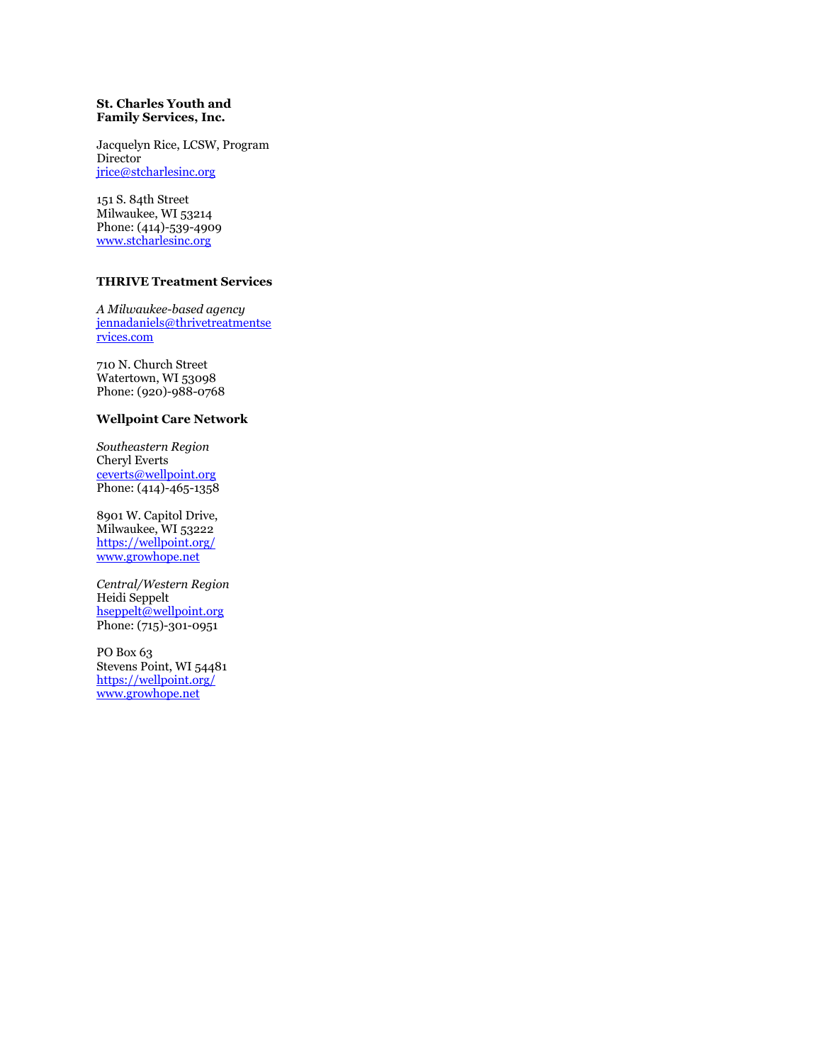**St. Charles Youth and Family Services, Inc.**

Jacquelyn Rice, LCSW, Program Director
jrice@stcharlesinc.org

151 S. 84th Street
Milwaukee, WI 53214
Phone: (414)-539-4909
www.stcharlesinc.org

**THRIVE Treatment Services**

*A Milwaukee-based agency*
jennadaniels@thrivetreatmentservices.com

710 N. Church Street
Watertown, WI 53098
Phone: (920)-988-0768

**Wellpoint Care Network**

*Southeastern Region*
Cheryl Everts
ceverts@wellpoint.org
Phone: (414)-465-1358

8901 W. Capitol Drive,
Milwaukee, WI 53222
https://wellpoint.org/
www.growhope.net

*Central/Western Region*
Heidi Seppelt
hseppelt@wellpoint.org
Phone: (715)-301-0951

PO Box 63
Stevens Point, WI 54481
https://wellpoint.org/
www.growhope.net